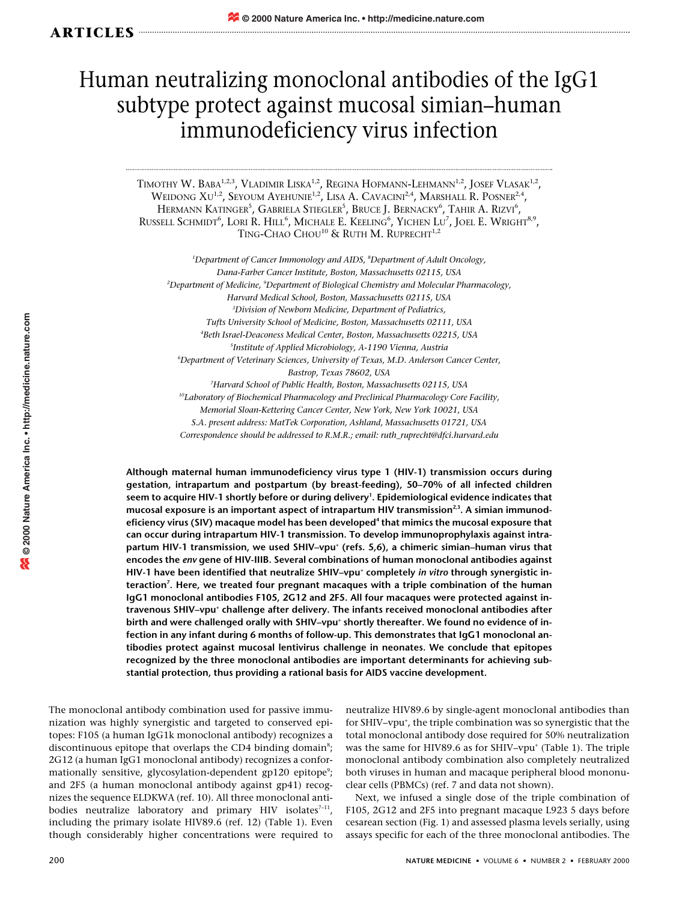# Human neutralizing monoclonal antibodies of the IgG1 subtype protect against mucosal simian–human immunodeficiency virus infection

Timothy W. Baba[1,2,3], Vladimir Liska[1,2], Regina Hofmann-Lehmann[1,2], Josef Vlasak[1,2], Weidong Xu[1,2], Seyoum Ayehunie[1,2], Lisa A. Cavacini[2,4], Marshall R. Posner[2,4], Hermann Katinger[5], Gabriela Stiegler[5], Bruce J. Bernacky[6], Tahir A. Rizvi[6], Russell Schmidt[6], Lori R. Hill[6], Michale E. Keeling[6], Yichen Lu[7], Joel E. Wright[8,9], Ting-Chao Chou[10] & Ruth M. Ruprecht[1,2]

[1]Department of Cancer Immunology and AIDS, [8]Department of Adult Oncology, Dana-Farber Cancer Institute, Boston, Massachusetts 02115, USA
[2]Department of Medicine, [9]Department of Biological Chemistry and Molecular Pharmacology, Harvard Medical School, Boston, Massachusetts 02115, USA
[3]Division of Newborn Medicine, Department of Pediatrics, Tufts University School of Medicine, Boston, Massachusetts 02111, USA
[4]Beth Israel-Deaconess Medical Center, Boston, Massachusetts 02215, USA
[5]Institute of Applied Microbiology, A-1190 Vienna, Austria
[6]Department of Veterinary Sciences, University of Texas, M.D. Anderson Cancer Center, Bastrop, Texas 78602, USA
[7]Harvard School of Public Health, Boston, Massachusetts 02115, USA
[10]Laboratory of Biochemical Pharmacology and Preclinical Pharmacology Core Facility, Memorial Sloan-Kettering Cancer Center, New York, New York 10021, USA
S.A. present address: MatTek Corporation, Ashland, Massachusetts 01721, USA
Correspondence should be addressed to R.M.R.; email: ruth_ruprecht@dfci.harvard.edu

**Although maternal human immunodeficiency virus type 1 (HIV-1) transmission occurs during gestation, intrapartum and postpartum (by breast-feeding), 50–70% of all infected children seem to acquire HIV-1 shortly before or during delivery[1]. Epidemiological evidence indicates that mucosal exposure is an important aspect of intrapartum HIV transmission[2,3]. A simian immunodeficiency virus (SIV) macaque model has been developed[4] that mimics the mucosal exposure that can occur during intrapartum HIV-1 transmission. To develop immunoprophylaxis against intrapartum HIV-1 transmission, we used SHIV–vpu⁺ (refs. 5,6), a chimeric simian–human virus that encodes the *env* gene of HIV-IIIB. Several combinations of human monoclonal antibodies against HIV-1 have been identified that neutralize SHIV–vpu⁺ completely *in vitro* through synergistic interaction[7]. Here, we treated four pregnant macaques with a triple combination of the human IgG1 monoclonal antibodies F105, 2G12 and 2F5. All four macaques were protected against intravenous SHIV–vpu⁺ challenge after delivery. The infants received monoclonal antibodies after birth and were challenged orally with SHIV–vpu⁺ shortly thereafter. We found no evidence of infection in any infant during 6 months of follow-up. This demonstrates that IgG1 monoclonal antibodies protect against mucosal lentivirus challenge in neonates. We conclude that epitopes recognized by the three monoclonal antibodies are important determinants for achieving substantial protection, thus providing a rational basis for AIDS vaccine development.**

The monoclonal antibody combination used for passive immunization was highly synergistic and targeted to conserved epitopes: F105 (a human IgG1κ monoclonal antibody) recognizes a discontinuous epitope that overlaps the CD4 binding domain[8]; 2G12 (a human IgG1 monoclonal antibody) recognizes a conformationally sensitive, glycosylation-dependent gp120 epitope[9]; and 2F5 (a human monoclonal antibody against gp41) recognizes the sequence ELDKWA (ref. 10). All three monoclonal antibodies neutralize laboratory and primary HIV isolates[7–11], including the primary isolate HIV89.6 (ref. 12) (Table 1). Even though considerably higher concentrations were required to neutralize HIV89.6 by single-agent monoclonal antibodies than for SHIV–vpu⁺, the triple combination was so synergistic that the total monoclonal antibody dose required for 50% neutralization was the same for HIV89.6 as for SHIV–vpu⁺ (Table 1). The triple monoclonal antibody combination also completely neutralized both viruses in human and macaque peripheral blood mononuclear cells (PBMCs) (ref. 7 and data not shown).

Next, we infused a single dose of the triple combination of F105, 2G12 and 2F5 into pregnant macaque L923 5 days before cesarean section (Fig. 1) and assessed plasma levels serially, using assays specific for each of the three monoclonal antibodies. The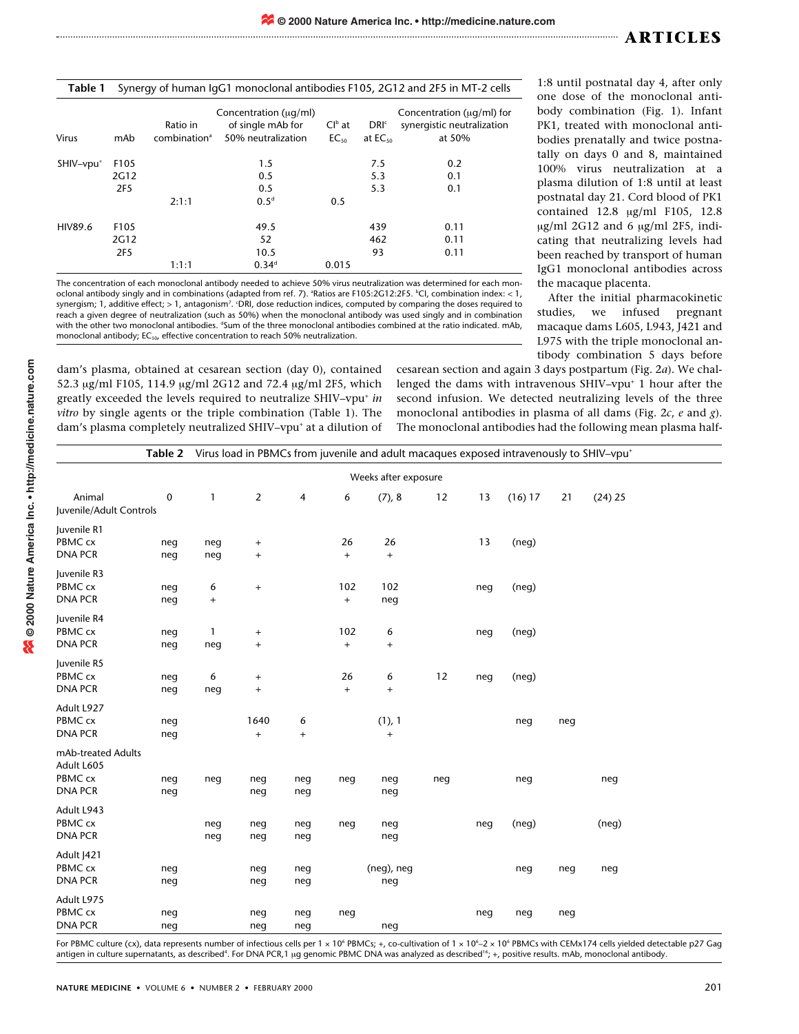**Table 1** Synergy of human IgG1 monoclonal antibodies F105, 2G12 and 2F5 in MT-2 cells

| Virus | mAb | Ratio in combination[a] | Concentration (μg/ml) of single mAb for 50% neutralization | CI[b] at $EC_{50}$ | DRI[c] at $EC_{50}$ | Concentration (μg/ml) for synergistic neutralization at 50% |
|---|---|---|---|---|---|---|
| SHIV–vpu[+] | F105 | | 1.5 | | 7.5 | 0.2 |
| | 2G12 | | 0.5 | | 5.3 | 0.1 |
| | 2F5 | | 0.5 | | 5.3 | 0.1 |
| | | 2:1:1 | 0.5[d] | 0.5 | | |
| HIV89.6 | F105 | | 49.5 | | 439 | 0.11 |
| | 2G12 | | 52 | | 462 | 0.11 |
| | 2F5 | | 10.5 | | 93 | 0.11 |
| | | 1:1:1 | 0.34[d] | 0.015 | | |

The concentration of each monoclonal antibody needed to achieve 50% virus neutralization was determined for each monoclonal antibody singly and in combinations (adapted from ref. 7). [a]Ratios are F105:2G12:2F5. [b]CI, combination index: < 1, synergism; 1, additive effect; > 1, antagonism[7]. [c]DRI, dose reduction indices, computed by comparing the doses required to reach a given degree of neutralization (such as 50%) when the monoclonal antibody was used singly and in combination with the other two monoclonal antibodies. [d]Sum of the three monoclonal antibodies combined at the ratio indicated. mAb, monoclonal antibody; $EC_{50}$, effective concentration to reach 50% neutralization.

1:8 until postnatal day 4, after only one dose of the monoclonal antibody combination (Fig. 1). Infant PK1, treated with monoclonal antibodies prenatally and twice postnatally on days 0 and 8, maintained 100% virus neutralization at a plasma dilution of 1:8 until at least postnatal day 21. Cord blood of PK1 contained 12.8 μg/ml F105, 12.8 μg/ml 2G12 and 6 μg/ml 2F5, indicating that neutralizing levels had been reached by transport of human IgG1 monoclonal antibodies across the macaque placenta.

After the initial pharmacokinetic studies, we infused pregnant macaque dams L605, L943, J421 and L975 with the triple monoclonal antibody combination 5 days before dam's plasma, obtained at cesarean section (day 0), contained 52.3 μg/ml F105, 114.9 μg/ml 2G12 and 72.4 μg/ml 2F5, which greatly exceeded the levels required to neutralize SHIV–vpu[+] *in vitro* by single agents or the triple combination (Table 1). The dam's plasma completely neutralized SHIV–vpu[+] at a dilution of cesarean section and again 3 days postpartum (Fig. 2*a*). We challenged the dams with intravenous SHIV–vpu[+] 1 hour after the second infusion. We detected neutralizing levels of the three monoclonal antibodies in plasma of all dams (Fig. 2*c*, *e* and *g*). The monoclonal antibodies had the following mean plasma half-

**Table 2** Virus load in PBMCs from juvenile and adult macaques exposed intravenously to SHIV–vpu[+]

| Animal | Weeks after exposure 0 | 1 | 2 | 4 | 6 | (7), 8 | 12 | 13 | (16) 17 | 21 | (24) 25 |
|---|---|---|---|---|---|---|---|---|---|---|---|
| **Juvenile/Adult Controls** | | | | | | | | | | | |
| Juvenile R1 | | | | | | | | | | | |
| PBMC cx | neg | neg | + | | 26 | 26 | | 13 | (neg) | | |
| DNA PCR | neg | neg | + | | + | + | | | | | |
| Juvenile R3 | | | | | | | | | | | |
| PBMC cx | neg | 6 | + | | 102 | 102 | | neg | (neg) | | |
| DNA PCR | neg | + | | | + | neg | | | | | |
| Juvenile R4 | | | | | | | | | | | |
| PBMC cx | neg | 1 | + | | 102 | 6 | | neg | (neg) | | |
| DNA PCR | neg | neg | + | | + | + | | | | | |
| Juvenile R5 | | | | | | | | | | | |
| PBMC cx | neg | 6 | + | | 26 | 6 | 12 | neg | (neg) | | |
| DNA PCR | neg | neg | + | | + | + | | | | | |
| Adult L927 | | | | | | | | | | | |
| PBMC cx | neg | | 1640 | 6 | | (1), 1 | | | neg | neg | |
| DNA PCR | neg | | + | + | | + | | | | | |
| **mAb-treated Adults** | | | | | | | | | | | |
| Adult L605 | | | | | | | | | | | |
| PBMC cx | neg | neg | neg | neg | neg | neg | neg | | neg | | neg |
| DNA PCR | neg | | neg | neg | | neg | | | | | |
| Adult L943 | | | | | | | | | | | |
| PBMC cx | | neg | neg | neg | neg | neg | | neg | (neg) | | (neg) |
| DNA PCR | | neg | neg | neg | | neg | | | | | |
| Adult J421 | | | | | | | | | | | |
| PBMC cx | neg | | neg | neg | | (neg), neg | | | neg | neg | neg |
| DNA PCR | neg | | neg | neg | | neg | | | | | |
| Adult L975 | | | | | | | | | | | |
| PBMC cx | neg | | neg | neg | neg | | | neg | neg | neg | |
| DNA PCR | neg | | neg | neg | | neg | | | | | |

For PBMC culture (cx), data represents number of infectious cells per 1 × 10[6] PBMCs; +, co-cultivation of 1 × 10[6]–2 × 10[6] PBMCs with CEMx174 cells yielded detectable p27 Gag antigen in culture supernatants, as described[4]. For DNA PCR, 1 μg genomic PBMC DNA was analyzed as described[16]; +, positive results. mAb, monoclonal antibody.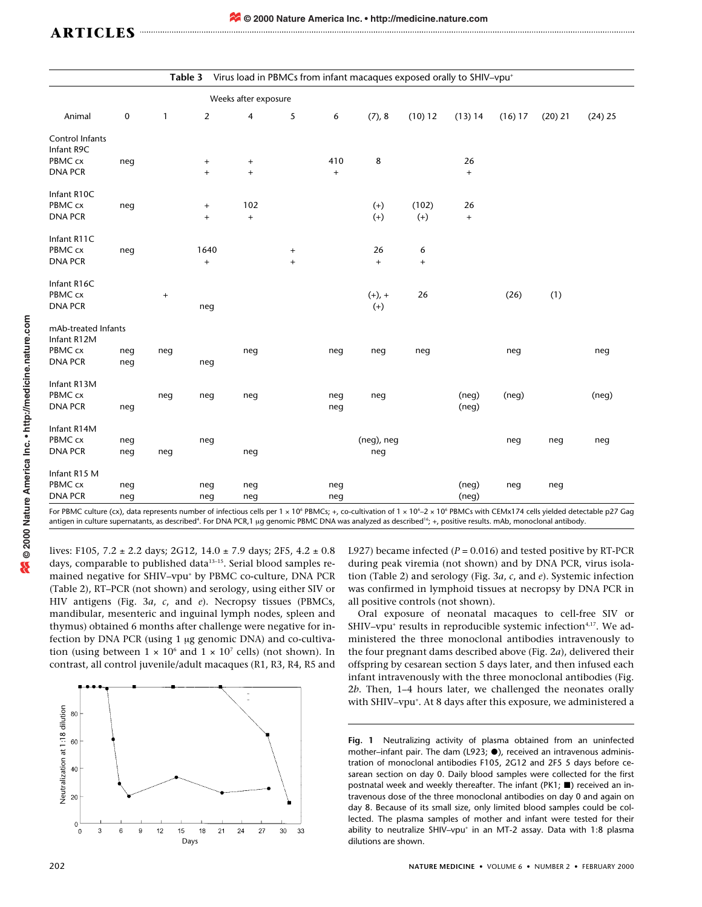**Table 3** Virus load in PBMCs from infant macaques exposed orally to SHIV–vpu⁺

| Animal | Weeks after exposure | | | | | | | | | | | |
|---|---|---|---|---|---|---|---|---|---|---|---|---|
| | 0 | 1 | 2 | 4 | 5 | 6 | (7), 8 | (10) 12 | (13) 14 | (16) 17 | (20) 21 | (24) 25 |
| **Control Infants** | | | | | | | | | | | | |
| Infant R9C | | | | | | | | | | | | |
| PBMC cx | neg | | + | + | | 410 | 8 | | 26 | | | |
| DNA PCR | | | + | + | | + | | | + | | | |
| Infant R10C | | | | | | | | | | | | |
| PBMC cx | neg | | + | 102 | | | (+) | (102) | 26 | | | |
| DNA PCR | | | + | + | | | (+) | (+) | + | | | |
| Infant R11C | | | | | | | | | | | | |
| PBMC cx | neg | | 1640 | | + | | 26 | 6 | | | | |
| DNA PCR | | | + | | + | | + | + | | | | |
| Infant R16C | | | | | | | | | | | | |
| PBMC cx | | + | | | | | (+), + | 26 | | (26) | (1) | |
| DNA PCR | | | neg | | | | (+) | | | | | |
| **mAb-treated Infants** | | | | | | | | | | | | |
| Infant R12M | | | | | | | | | | | | |
| PBMC cx | neg | neg | | neg | | neg | neg | neg | | neg | | neg |
| DNA PCR | neg | | neg | | | | | | | | | |
| Infant R13M | | | | | | | | | | | | |
| PBMC cx | | neg | neg | neg | | neg | neg | | (neg) | (neg) | | (neg) |
| DNA PCR | neg | | | | | neg | | | (neg) | | | |
| Infant R14M | | | | | | | | | | | | |
| PBMC cx | neg | | neg | | | | (neg), neg | | | neg | neg | neg |
| DNA PCR | neg | neg | | neg | | | neg | | | | | |
| Infant R15 M | | | | | | | | | | | | |
| PBMC cx | neg | | neg | neg | | neg | | | (neg) | neg | neg | |
| DNA PCR | neg | | neg | neg | | neg | | | (neg) | | | |

For PBMC culture (cx), data represents number of infectious cells per $1 \times 10^6$ PBMCs; +, co-cultivation of $1 \times 10^6$–$2 \times 10^6$ PBMCs with CEMx174 cells yielded detectable p27 Gag antigen in culture supernatants, as described[4]. For DNA PCR,1 μg genomic PBMC DNA was analyzed as described[16]; +, positive results. mAb, monoclonal antibody.

lives: F105, 7.2 ± 2.2 days; 2G12, 14.0 ± 7.9 days; 2F5, 4.2 ± 0.8 days, comparable to published data[13–15]. Serial blood samples remained negative for SHIV–vpu⁺ by PBMC co-culture, DNA PCR (Table 2), RT–PCR (not shown) and serology, using either SIV or HIV antigens (Fig. 3*a*, *c*, and *e*). Necropsy tissues (PBMCs, mandibular, mesenteric and inguinal lymph nodes, spleen and thymus) obtained 6 months after challenge were negative for infection by DNA PCR (using 1 μg genomic DNA) and co-cultivation (using between $1 \times 10^6$ and $1 \times 10^7$ cells) (not shown). In contrast, all control juvenile/adult macaques (R1, R3, R4, R5 and L927) became infected ($P = 0.016$) and tested positive by RT-PCR during peak viremia (not shown) and by DNA PCR, virus isolation (Table 2), and serology (Fig. 3*a*, *c*, and *e*). Systemic infection was confirmed in lymphoid tissues at necropsy by DNA PCR in all positive controls (not shown).

Oral exposure of neonatal macaques to cell-free SIV or SHIV–vpu⁺ results in reproducible systemic infection[4,17]. We administered the three monoclonal antibodies intravenously to the four pregnant dams described above (Fig. 2*a*), delivered their offspring by cesarean section 5 days later, and then infused each infant intravenously with the three monoclonal antibodies (Fig. 2*b*. Then, 1–4 hours later, we challenged the neonates orally with SHIV–vpu⁺. At 8 days after this exposure, we administered a

**Fig. 1** Neutralizing activity of plasma obtained from an uninfected mother–infant pair. The dam (L923; ●), received an intravenous administration of monoclonal antibodies F105, 2G12 and 2F5 5 days before cesarean section on day 0. Daily blood samples were collected for the first postnatal week and weekly thereafter. The infant (PK1; ■) received an intravenous dose of the three monoclonal antibodies on day 0 and again on day 8. Because of its small size, only limited blood samples could be collected. The plasma samples of mother and infant were tested for their ability to neutralize SHIV–vpu⁺ in an MT-2 assay. Data with 1:8 plasma dilutions are shown.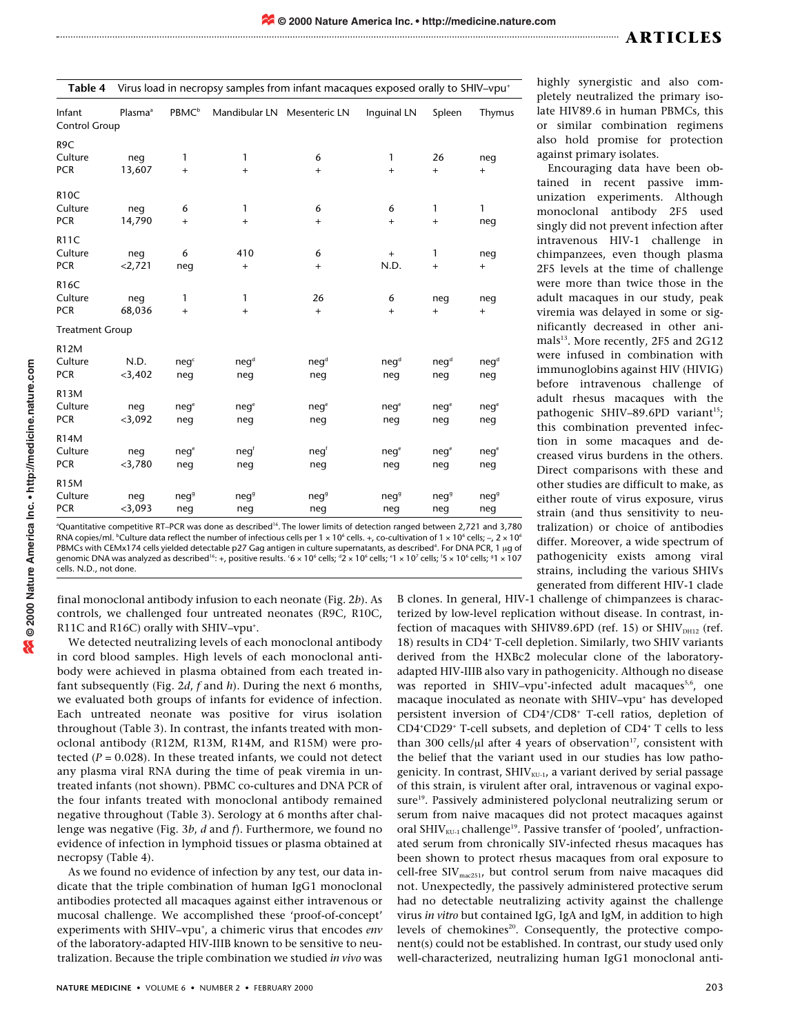**Table 4** Virus load in necropsy samples from infant macaques exposed orally to SHIV–vpu[+]

| Infant | Plasma[a] | PBMC[b] | Mandibular LN | Mesenteric LN | Inguinal LN | Spleen | Thymus |
|---|---|---|---|---|---|---|---|
| **Control Group** | | | | | | | |
| R9C | | | | | | | |
| Culture | neg | 1 | 1 | 6 | 1 | 26 | neg |
| PCR | 13,607 | + | + | + | + | + | + |
| R10C | | | | | | | |
| Culture | neg | 6 | 1 | 6 | 6 | 1 | 1 |
| PCR | 14,790 | + | + | + | + | + | neg |
| R11C | | | | | | | |
| Culture | neg | 6 | 410 | 6 | + | 1 | neg |
| PCR | <2,721 | neg | + | + | N.D. | + | + |
| R16C | | | | | | | |
| Culture | neg | 1 | 1 | 26 | 6 | neg | neg |
| PCR | 68,036 | + | + | + | + | + | + |
| **Treatment Group** | | | | | | | |
| R12M | | | | | | | |
| Culture | N.D. | neg[c] | neg[d] | neg[d] | neg[d] | neg[d] | neg[d] |
| PCR | <3,402 | neg | neg | neg | neg | neg | neg |
| R13M | | | | | | | |
| Culture | neg | neg[e] | neg[e] | neg[e] | neg[e] | neg[e] | neg[e] |
| PCR | <3,092 | neg | neg | neg | neg | neg | neg |
| R14M | | | | | | | |
| Culture | neg | neg[e] | neg[f] | neg[f] | neg[e] | neg[e] | neg[e] |
| PCR | <3,780 | neg | neg | neg | neg | neg | neg |
| R15M | | | | | | | |
| Culture | neg | neg[g] | neg[g] | neg[g] | neg[g] | neg[g] | neg[g] |
| PCR | <3,093 | neg | neg | neg | neg | neg | neg |

[a]Quantitative competitive RT–PCR was done as described[16]. The lower limits of detection ranged between 2,721 and 3,780 RNA copies/ml. [b]Culture data reflect the number of infectious cells per $1 \times 10^6$ cells. +, co-cultivation of $1 \times 10^6$ cells; –, $2 \times 10^6$ PBMCs with CEMx174 cells yielded detectable p27 Gag antigen in culture supernatants, as described[4]. For DNA PCR, 1 μg of genomic DNA was analyzed as described[16]: +, positive results. [c]$6 \times 10^6$ cells; [d]$2 \times 10^6$ cells; [e]$1 \times 10^7$ cells; [f]$5 \times 10^6$ cells; [g]$1 \times 107$ cells. N.D., not done.

final monoclonal antibody infusion to each neonate (Fig. 2*b*). As controls, we challenged four untreated neonates (R9C, R10C, R11C and R16C) orally with SHIV–vpu[+].

We detected neutralizing levels of each monoclonal antibody in cord blood samples. High levels of each monoclonal antibody were achieved in plasma obtained from each treated infant subsequently (Fig. 2*d*, *f* and *h*). During the next 6 months, we evaluated both groups of infants for evidence of infection. Each untreated neonate was positive for virus isolation throughout (Table 3). In contrast, the infants treated with monoclonal antibody (R12M, R13M, R14M, and R15M) were protected ($P = 0.028$). In these treated infants, we could not detect any plasma viral RNA during the time of peak viremia in untreated infants (not shown). PBMC co-cultures and DNA PCR of the four infants treated with monoclonal antibody remained negative throughout (Table 3). Serology at 6 months after challenge was negative (Fig. 3*b*, *d* and *f*). Furthermore, we found no evidence of infection in lymphoid tissues or plasma obtained at necropsy (Table 4).

As we found no evidence of infection by any test, our data indicate that the triple combination of human IgG1 monoclonal antibodies protected all macaques against either intravenous or mucosal challenge. We accomplished these 'proof-of-concept' experiments with SHIV–vpu[+], a chimeric virus that encodes *env* of the laboratory-adapted HIV-IIIB known to be sensitive to neutralization. Because the triple combination we studied *in vivo* was highly synergistic and also completely neutralized the primary isolate HIV89.6 in human PBMCs, this or similar combination regimens also hold promise for protection against primary isolates.

Encouraging data have been obtained in recent passive immunization experiments. Although monoclonal antibody 2F5 used singly did not prevent infection after intravenous HIV-1 challenge in chimpanzees, even though plasma 2F5 levels at the time of challenge were more than twice those in the adult macaques in our study, peak viremia was delayed in some or significantly decreased in other animals[13]. More recently, 2F5 and 2G12 were infused in combination with immunoglobins against HIV (HIVIG) before intravenous challenge of adult rhesus macaques with the pathogenic SHIV–89.6PD variant[15]; this combination prevented infection in some macaques and decreased virus burdens in the others. Direct comparisons with these and other studies are difficult to make, as either route of virus exposure, virus strain (and thus sensitivity to neutralization) or choice of antibodies differ. Moreover, a wide spectrum of pathogenicity exists among viral strains, including the various SHIVs generated from different HIV-1 clade B clones. In general, HIV-1 challenge of chimpanzees is characterized by low-level replication without disease. In contrast, infection of macaques with SHIV89.6PD (ref. 15) or $SHIV_{DH12}$ (ref. 18) results in CD4[+] T-cell depletion. Similarly, two SHIV variants derived from the HXBc2 molecular clone of the laboratory-adapted HIV-IIIB also vary in pathogenicity. Although no disease was reported in SHIV–vpu[+]-infected adult macaques[5,6], one macaque inoculated as neonate with SHIV–vpu[+] has developed persistent inversion of CD4[+]/CD8[+] T-cell ratios, depletion of CD4[+]CD29[+] T-cell subsets, and depletion of CD4[+] T cells to less than 300 cells/μl after 4 years of observation[17], consistent with the belief that the variant used in our studies has low pathogenicity. In contrast, $SHIV_{KU-1}$, a variant derived by serial passage of this strain, is virulent after oral, intravenous or vaginal exposure[19]. Passively administered polyclonal neutralizing serum or serum from naive macaques did not protect macaques against oral $SHIV_{KU-1}$ challenge[19]. Passive transfer of 'pooled', unfractionated serum from chronically SIV-infected rhesus macaques has been shown to protect rhesus macaques from oral exposure to cell-free $SIV_{mac251}$, but control serum from naive macaques did not. Unexpectedly, the passively administered protective serum had no detectable neutralizing activity against the challenge virus *in vitro* but contained IgG, IgA and IgM, in addition to high levels of chemokines[20]. Consequently, the protective component(s) could not be established. In contrast, our study used only well-characterized, neutralizing human IgG1 monoclonal anti-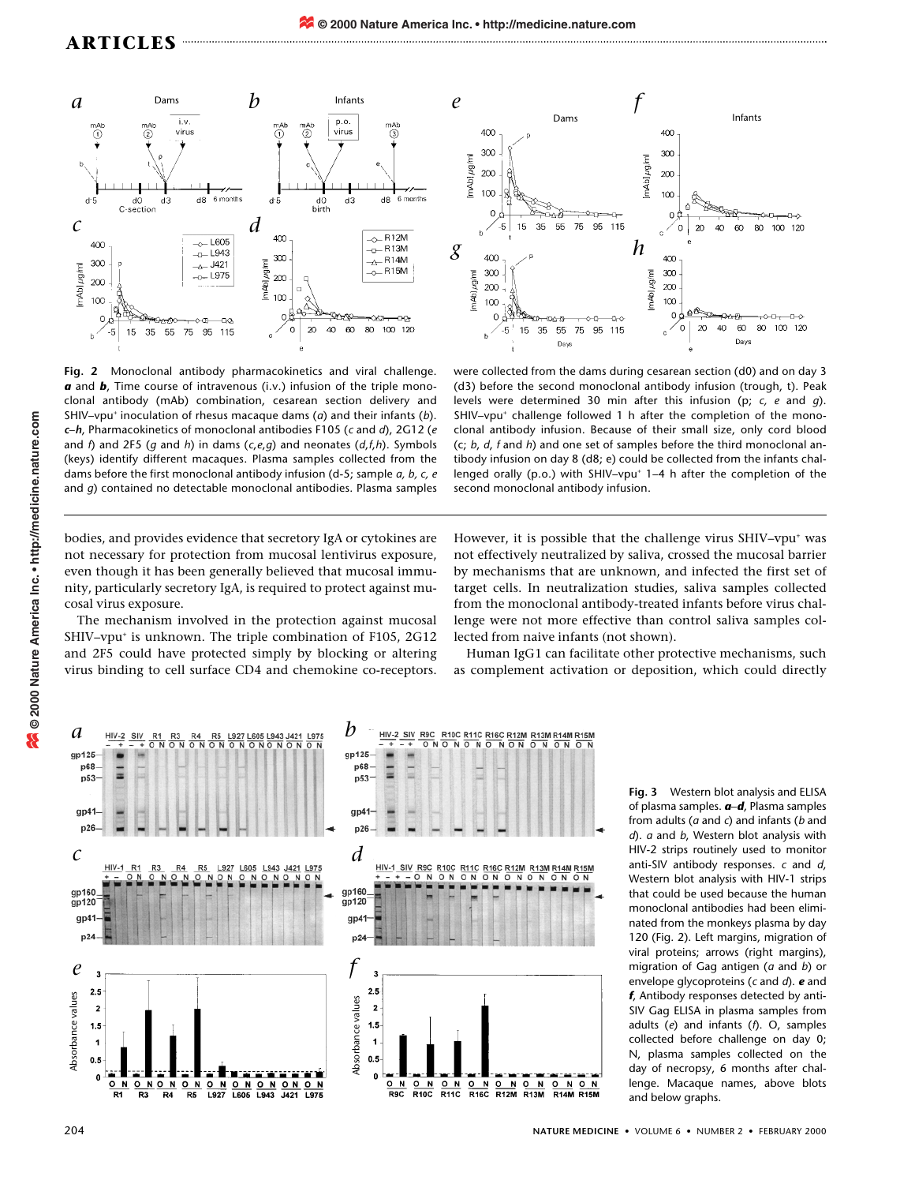**Fig. 2** Monoclonal antibody pharmacokinetics and viral challenge. ***a*** and ***b***, Time course of intravenous (i.v.) infusion of the triple monoclonal antibody (mAb) combination, cesarean section delivery and SHIV–vpu⁺ inoculation of rhesus macaque dams (*a*) and their infants (*b*). ***c–h***, Pharmacokinetics of monoclonal antibodies F105 (*c* and *d*), 2G12 (*e* and *f*) and 2F5 (*g* and *h*) in dams (*c*,*e*,*g*) and neonates (*d*,*f*,*h*). Symbols (keys) identify different macaques. Plasma samples collected from the dams before the first monoclonal antibody infusion (d-5; sample *a, b, c, e* and *g*) contained no detectable monoclonal antibodies. Plasma samples were collected from the dams during cesarean section (d0) and on day 3 (d3) before the second monoclonal antibody infusion (trough, t). Peak levels were determined 30 min after this infusion (p; *c, e* and *g*). SHIV–vpu⁺ challenge followed 1 h after the completion of the monoclonal antibody infusion. Because of their small size, only cord blood (c; *b, d, f* and *h*) and one set of samples before the third monoclonal antibody infusion on day 8 (d8; e) could be collected from the infants challenged orally (p.o.) with SHIV–vpu⁺ 1–4 h after the completion of the second monoclonal antibody infusion.

bodies, and provides evidence that secretory IgA or cytokines are not necessary for protection from mucosal lentivirus exposure, even though it has been generally believed that mucosal immunity, particularly secretory IgA, is required to protect against mucosal virus exposure.

The mechanism involved in the protection against mucosal SHIV–vpu⁺ is unknown. The triple combination of F105, 2G12 and 2F5 could have protected simply by blocking or altering virus binding to cell surface CD4 and chemokine co-receptors. However, it is possible that the challenge virus SHIV–vpu⁺ was not effectively neutralized by saliva, crossed the mucosal barrier by mechanisms that are unknown, and infected the first set of target cells. In neutralization studies, saliva samples collected from the monoclonal antibody-treated infants before virus challenge were not more effective than control saliva samples collected from naive infants (not shown).

Human IgG1 can facilitate other protective mechanisms, such as complement activation or deposition, which could directly

**Fig. 3** Western blot analysis and ELISA of plasma samples. ***a–d***, Plasma samples from adults (*a* and *c*) and infants (*b* and *d*). *a* and *b*, Western blot analysis with HIV-2 strips routinely used to monitor anti-SIV antibody responses. *c* and *d*, Western blot analysis with HIV-1 strips that could be used because the human monoclonal antibodies had been eliminated from the monkeys plasma by day 120 (Fig. 2). Left margins, migration of viral proteins; arrows (right margins), migration of Gag antigen (*a* and *b*) or envelope glycoproteins (*c* and *d*). ***e*** and ***f***, Antibody responses detected by anti-SIV Gag ELISA in plasma samples from adults (*e*) and infants (*f*). O, samples collected before challenge on day 0; N, plasma samples collected on the day of necropsy, 6 months after challenge. Macaque names, above blots and below graphs.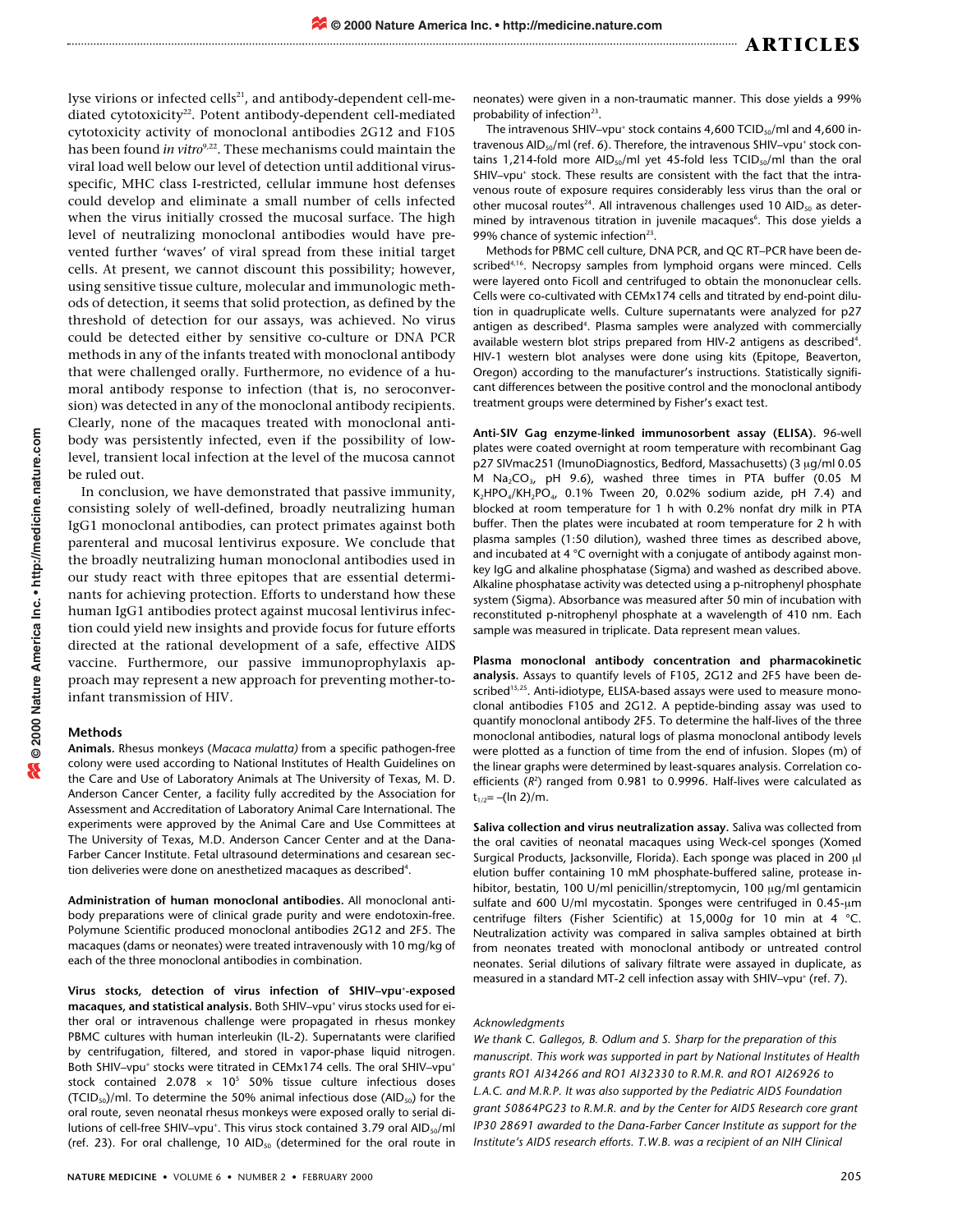lyse virions or infected cells[21], and antibody-dependent cell-mediated cytotoxicity[22]. Potent antibody-dependent cell-mediated cytotoxicity activity of monoclonal antibodies 2G12 and F105 has been found *in vitro*[9,22]. These mechanisms could maintain the viral load well below our level of detection until additional virus-specific, MHC class I-restricted, cellular immune host defenses could develop and eliminate a small number of cells infected when the virus initially crossed the mucosal surface. The high level of neutralizing monoclonal antibodies would have prevented further 'waves' of viral spread from these initial target cells. At present, we cannot discount this possibility; however, using sensitive tissue culture, molecular and immunologic methods of detection, it seems that solid protection, as defined by the threshold of detection for our assays, was achieved. No virus could be detected either by sensitive co-culture or DNA PCR methods in any of the infants treated with monoclonal antibody that were challenged orally. Furthermore, no evidence of a humoral antibody response to infection (that is, no seroconversion) was detected in any of the monoclonal antibody recipients. Clearly, none of the macaques treated with monoclonal antibody was persistently infected, even if the possibility of low-level, transient local infection at the level of the mucosa cannot be ruled out.

In conclusion, we have demonstrated that passive immunity, consisting solely of well-defined, broadly neutralizing human IgG1 monoclonal antibodies, can protect primates against both parenteral and mucosal lentivirus exposure. We conclude that the broadly neutralizing human monoclonal antibodies used in our study react with three epitopes that are essential determinants for achieving protection. Efforts to understand how these human IgG1 antibodies protect against mucosal lentivirus infection could yield new insights and provide focus for future efforts directed at the rational development of a safe, effective AIDS vaccine. Furthermore, our passive immunoprophylaxis approach may represent a new approach for preventing mother-to-infant transmission of HIV.

## Methods

**Animals.** Rhesus monkeys (*Macaca mulatta)* from a specific pathogen-free colony were used according to National Institutes of Health Guidelines on the Care and Use of Laboratory Animals at The University of Texas, M. D. Anderson Cancer Center, a facility fully accredited by the Association for Assessment and Accreditation of Laboratory Animal Care International. The experiments were approved by the Animal Care and Use Committees at The University of Texas, M.D. Anderson Cancer Center and at the Dana-Farber Cancer Institute. Fetal ultrasound determinations and cesarean section deliveries were done on anesthetized macaques as described[4].

**Administration of human monoclonal antibodies.** All monoclonal antibody preparations were of clinical grade purity and were endotoxin-free. Polymune Scientific produced monoclonal antibodies 2G12 and 2F5. The macaques (dams or neonates) were treated intravenously with 10 mg/kg of each of the three monoclonal antibodies in combination.

**Virus stocks, detection of virus infection of SHIV–vpu$^+$-exposed macaques, and statistical analysis.** Both SHIV–vpu$^+$ virus stocks used for either oral or intravenous challenge were propagated in rhesus monkey PBMC cultures with human interleukin (IL-2). Supernatants were clarified by centrifugation, filtered, and stored in vapor-phase liquid nitrogen. Both SHIV–vpu$^+$ stocks were titrated in CEMx174 cells. The oral SHIV–vpu$^+$ stock contained $2.078 \times 10^5$ 50% tissue culture infectious doses ($TCID_{50}$)/ml. To determine the 50% animal infectious dose ($AID_{50}$) for the oral route, seven neonatal rhesus monkeys were exposed orally to serial dilutions of cell-free SHIV–vpu$^+$. This virus stock contained 3.79 oral $AID_{50}$/ml (ref. 23). For oral challenge, 10 $AID_{50}$ (determined for the oral route in neonates) were given in a non-traumatic manner. This dose yields a 99% probability of infection[23].

The intravenous SHIV–vpu$^+$ stock contains 4,600 $TCID_{50}$/ml and 4,600 intravenous $AID_{50}$/ml (ref. 6). Therefore, the intravenous SHIV–vpu$^+$ stock contains 1,214-fold more $AID_{50}$/ml yet 45-fold less $TCID_{50}$/ml than the oral SHIV–vpu$^+$ stock. These results are consistent with the fact that the intravenous route of exposure requires considerably less virus than the oral or other mucosal routes[24]. All intravenous challenges used 10 $AID_{50}$ as determined by intravenous titration in juvenile macaques[6]. This dose yields a 99% chance of systemic infection[23].

Methods for PBMC cell culture, DNA PCR, and QC RT–PCR have been described[4,16]. Necropsy samples from lymphoid organs were minced. Cells were layered onto Ficoll and centrifuged to obtain the mononuclear cells. Cells were co-cultivated with CEMx174 cells and titrated by end-point dilution in quadruplicate wells. Culture supernatants were analyzed for p27 antigen as described[4]. Plasma samples were analyzed with commercially available western blot strips prepared from HIV-2 antigens as described[4]. HIV-1 western blot analyses were done using kits (Epitope, Beaverton, Oregon) according to the manufacturer's instructions. Statistically significant differences between the positive control and the monoclonal antibody treatment groups were determined by Fisher's exact test.

**Anti-SIV Gag enzyme-linked immunosorbent assay (ELISA).** 96-well plates were coated overnight at room temperature with recombinant Gag p27 SIVmac251 (ImunoDiagnostics, Bedford, Massachusetts) (3 μg/ml 0.05 M $Na_2CO_3$, pH 9.6), washed three times in PTA buffer (0.05 M $K_2HPO_4/KH_2PO_4$, 0.1% Tween 20, 0.02% sodium azide, pH 7.4) and blocked at room temperature for 1 h with 0.2% nonfat dry milk in PTA buffer. Then the plates were incubated at room temperature for 2 h with plasma samples (1:50 dilution), washed three times as described above, and incubated at 4 °C overnight with a conjugate of antibody against monkey IgG and alkaline phosphatase (Sigma) and washed as described above. Alkaline phosphatase activity was detected using a p-nitrophenyl phosphate system (Sigma). Absorbance was measured after 50 min of incubation with reconstituted p-nitrophenyl phosphate at a wavelength of 410 nm. Each sample was measured in triplicate. Data represent mean values.

**Plasma monoclonal antibody concentration and pharmacokinetic analysis.** Assays to quantify levels of F105, 2G12 and 2F5 have been described[15,25]. Anti-idiotype, ELISA-based assays were used to measure monoclonal antibodies F105 and 2G12. A peptide-binding assay was used to quantify monoclonal antibody 2F5. To determine the half-lives of the three monoclonal antibodies, natural logs of plasma monoclonal antibody levels were plotted as a function of time from the end of infusion. Slopes (m) of the linear graphs were determined by least-squares analysis. Correlation coefficients ($R^2$) ranged from 0.981 to 0.9996. Half-lives were calculated as $t_{1/2} = -(\ln 2)/m$.

**Saliva collection and virus neutralization assay.** Saliva was collected from the oral cavities of neonatal macaques using Weck-cel sponges (Xomed Surgical Products, Jacksonville, Florida). Each sponge was placed in 200 μl elution buffer containing 10 mM phosphate-buffered saline, protease inhibitor, bestatin, 100 U/ml penicillin/streptomycin, 100 μg/ml gentamicin sulfate and 600 U/ml mycostatin. Sponges were centrifuged in 0.45-μm centrifuge filters (Fisher Scientific) at 15,000*g* for 10 min at 4 °C. Neutralization activity was compared in saliva samples obtained at birth from neonates treated with monoclonal antibody or untreated control neonates. Serial dilutions of salivary filtrate were assayed in duplicate, as measured in a standard MT-2 cell infection assay with SHIV–vpu$^+$ (ref. 7).

*Acknowledgments*

*We thank C. Gallegos, B. Odlum and S. Sharp for the preparation of this manuscript. This work was supported in part by National Institutes of Health grants RO1 AI34266 and RO1 AI32330 to R.M.R. and RO1 AI26926 to L.A.C. and M.R.P. It was also supported by the Pediatric AIDS Foundation grant 50864PG23 to R.M.R. and by the Center for AIDS Research core grant IP30 28691 awarded to the Dana-Farber Cancer Institute as support for the Institute's AIDS research efforts. T.W.B. was a recipient of an NIH Clinical*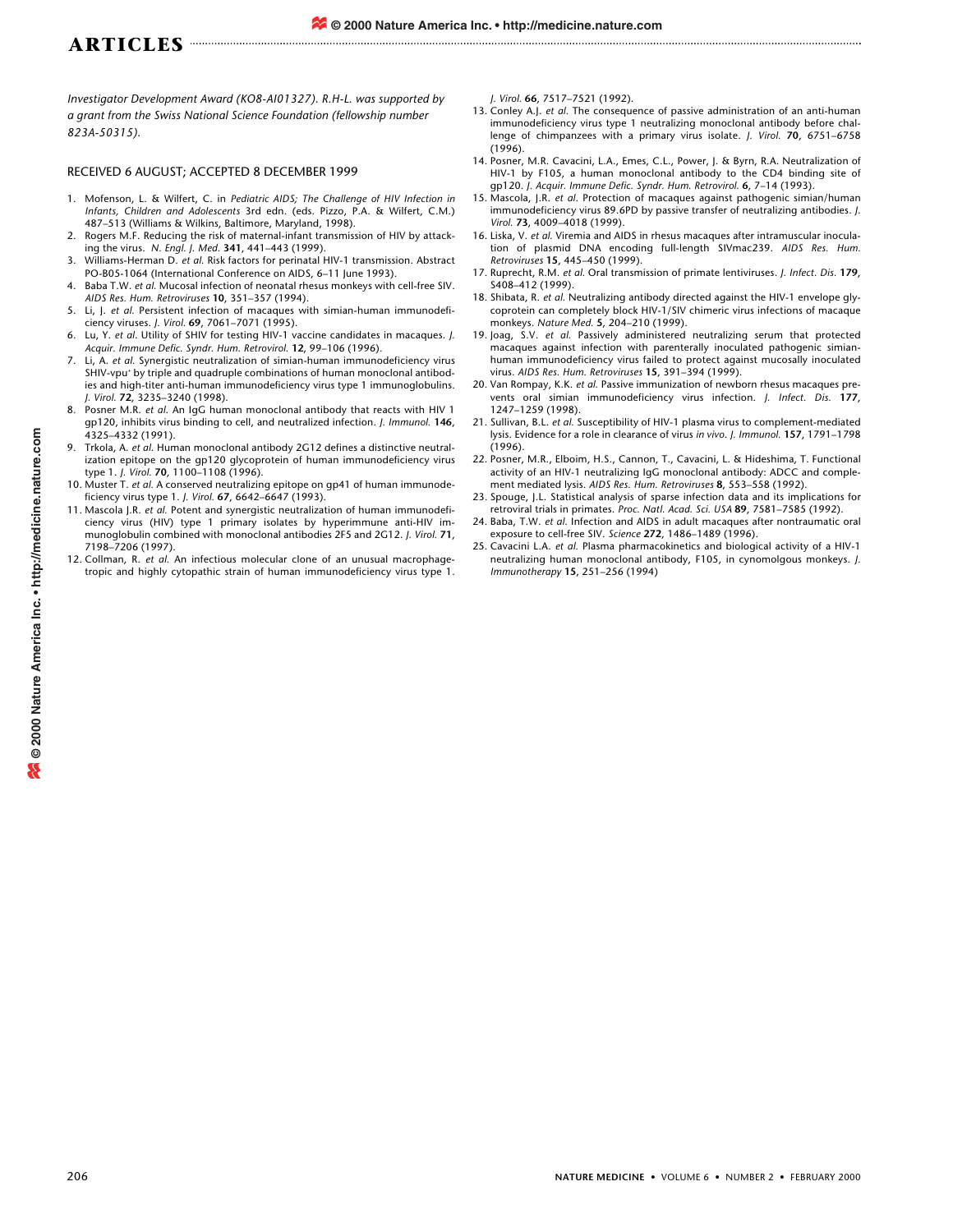*Investigator Development Award (KO8-AI01327). R.H-L. was supported by a grant from the Swiss National Science Foundation (fellowship number 823A-50315).*

RECEIVED 6 AUGUST; ACCEPTED 8 DECEMBER 1999

1. Mofenson, L. & Wilfert, C. in *Pediatric AIDS; The Challenge of HIV Infection in Infants, Children and Adolescents* 3rd edn. (eds. Pizzo, P.A. & Wilfert, C.M.) 487–513 (Williams & Wilkins, Baltimore, Maryland, 1998).
2. Rogers M.F. Reducing the risk of maternal-infant transmission of HIV by attacking the virus. *N. Engl. J. Med.* **341**, 441–443 (1999).
3. Williams-Herman D. *et al.* Risk factors for perinatal HIV-1 transmission. Abstract PO-B05-1064 (International Conference on AIDS, 6–11 June 1993).
4. Baba T.W. *et al.* Mucosal infection of neonatal rhesus monkeys with cell-free SIV. *AIDS Res. Hum. Retroviruses* **10**, 351–357 (1994).
5. Li, J. *et al.* Persistent infection of macaques with simian-human immunodeficiency viruses. *J. Virol.* **69**, 7061–7071 (1995).
6. Lu, Y. *et al.* Utility of SHIV for testing HIV-1 vaccine candidates in macaques. *J. Acquir. Immune Defic. Syndr. Hum. Retrovirol.* **12**, 99–106 (1996).
7. Li, A. *et al.* Synergistic neutralization of simian-human immunodeficiency virus SHIV-vpu+ by triple and quadruple combinations of human monoclonal antibodies and high-titer anti-human immunodeficiency virus type 1 immunoglobulins. *J. Virol.* **72**, 3235–3240 (1998).
8. Posner M.R. *et al.* An IgG human monoclonal antibody that reacts with HIV 1 gp120, inhibits virus binding to cell, and neutralized infection. *J. Immunol.* **146**, 4325–4332 (1991).
9. Trkola, A. *et al.* Human monoclonal antibody 2G12 defines a distinctive neutralization epitope on the gp120 glycoprotein of human immunodeficiency virus type 1. *J. Virol.* **70**, 1100–1108 (1996).
10. Muster T. *et al.* A conserved neutralizing epitope on gp41 of human immunodeficiency virus type 1. *J. Virol.* **67**, 6642–6647 (1993).
11. Mascola J.R. *et al.* Potent and synergistic neutralization of human immunodeficiency virus (HIV) type 1 primary isolates by hyperimmune anti-HIV immunoglobulin combined with monoclonal antibodies 2F5 and 2G12. *J. Virol.* **71**, 7198–7206 (1997).
12. Collman, R. *et al.* An infectious molecular clone of an unusual macrophage-tropic and highly cytopathic strain of human immunodeficiency virus type 1. *J. Virol.* **66**, 7517–7521 (1992).
13. Conley A.J. *et al.* The consequence of passive administration of an anti-human immunodeficiency virus type 1 neutralizing monoclonal antibody before challenge of chimpanzees with a primary virus isolate. *J. Virol.* **70**, 6751–6758 (1996).
14. Posner, M.R. Cavacini, L.A., Emes, C.L., Power, J. & Byrn, R.A. Neutralization of HIV-1 by F105, a human monoclonal antibody to the CD4 binding site of gp120. *J. Acquir. Immune Defic. Syndr. Hum. Retrovirol.* **6**, 7–14 (1993).
15. Mascola, J.R. *et al.* Protection of macaques against pathogenic simian/human immunodeficiency virus 89.6PD by passive transfer of neutralizing antibodies. *J. Virol.* **73**, 4009–4018 (1999).
16. Liska, V. *et al.* Viremia and AIDS in rhesus macaques after intramuscular inoculation of plasmid DNA encoding full-length SIVmac239. *AIDS Res. Hum. Retroviruses* **15**, 445–450 (1999).
17. Ruprecht, R.M. *et al.* Oral transmission of primate lentiviruses. *J. Infect. Dis.* **179**, S408–412 (1999).
18. Shibata, R. *et al.* Neutralizing antibody directed against the HIV-1 envelope glycoprotein can completely block HIV-1/SIV chimeric virus infections of macaque monkeys. *Nature Med.* **5**, 204–210 (1999).
19. Joag, S.V. *et al.* Passively administered neutralizing serum that protected macaques against infection with parenterally inoculated pathogenic simian-human immunodeficiency virus failed to protect against mucosally inoculated virus. *AIDS Res. Hum. Retroviruses* **15**, 391–394 (1999).
20. Van Rompay, K.K. *et al.* Passive immunization of newborn rhesus macaques prevents oral simian immunodeficiency virus infection. *J. Infect. Dis.* **177**, 1247–1259 (1998).
21. Sullivan, B.L. *et al.* Susceptibility of HIV-1 plasma virus to complement-mediated lysis. Evidence for a role in clearance of virus *in vivo*. *J. Immunol.* **157**, 1791–1798 (1996).
22. Posner, M.R., Elboim, H.S., Cannon, T., Cavacini, L. & Hideshima, T. Functional activity of an HIV-1 neutralizing IgG monoclonal antibody: ADCC and complement mediated lysis. *AIDS Res. Hum. Retroviruses* **8**, 553–558 (1992).
23. Spouge, J.L. Statistical analysis of sparse infection data and its implications for retroviral trials in primates. *Proc. Natl. Acad. Sci. USA* **89**, 7581–7585 (1992).
24. Baba, T.W. *et al*. Infection and AIDS in adult macaques after nontraumatic oral exposure to cell-free SIV. *Science* **272**, 1486–1489 (1996).
25. Cavacini L.A. *et al.* Plasma pharmacokinetics and biological activity of a HIV-1 neutralizing human monoclonal antibody, F105, in cynomolgous monkeys. *J. Immunotherapy* **15**, 251–256 (1994)